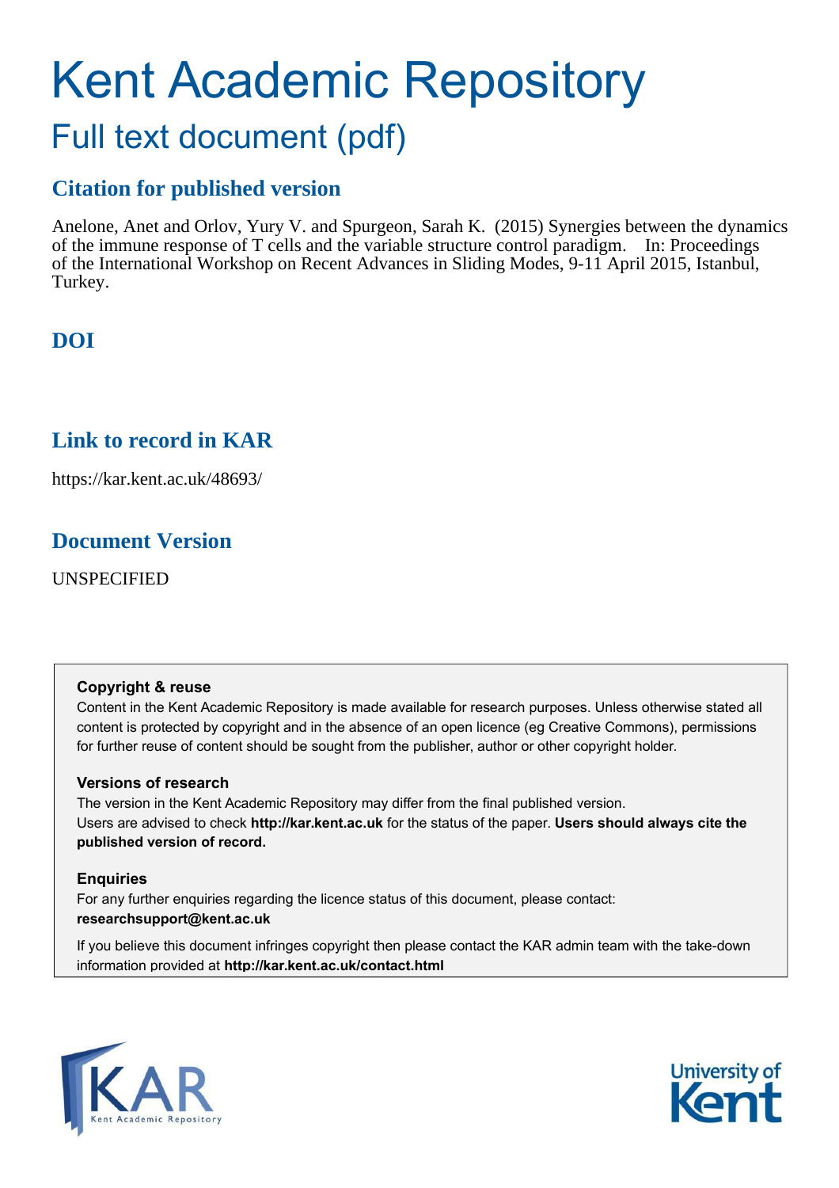# Kent Academic Repository

## Full text document (pdf)

## Citation for published version

Anelone, Anet and Orlov, Yury V. and Spurgeon, Sarah K. (2015) Synergies between the dynamics of the immune response of T cells and the variable structure control paradigm. In: Proceedings of the International Workshop on Recent Advances in Sliding Modes, 9-11 April 2015, Istanbul, Turkey.

## DOI

## Link to record in KAR

https://kar.kent.ac.uk/48693/

## Document Version

UNSPECIFIED

### Copyright & reuse

Content in the Kent Academic Repository is made available for research purposes. Unless otherwise stated all content is protected by copyright and in the absence of an open licence (eg Creative Commons), permissions for further reuse of content should be sought from the publisher, author or other copyright holder.

### Versions of research

The version in the Kent Academic Repository may differ from the final published version. Users are advised to check **http://kar.kent.ac.uk** for the status of the paper. **Users should always cite the published version of record.**

### Enquiries

For any further enquiries regarding the licence status of this document, please contact: **researchsupport@kent.ac.uk**

If you believe this document infringes copyright then please contact the KAR admin team with the take-down information provided at **http://kar.kent.ac.uk/contact.html**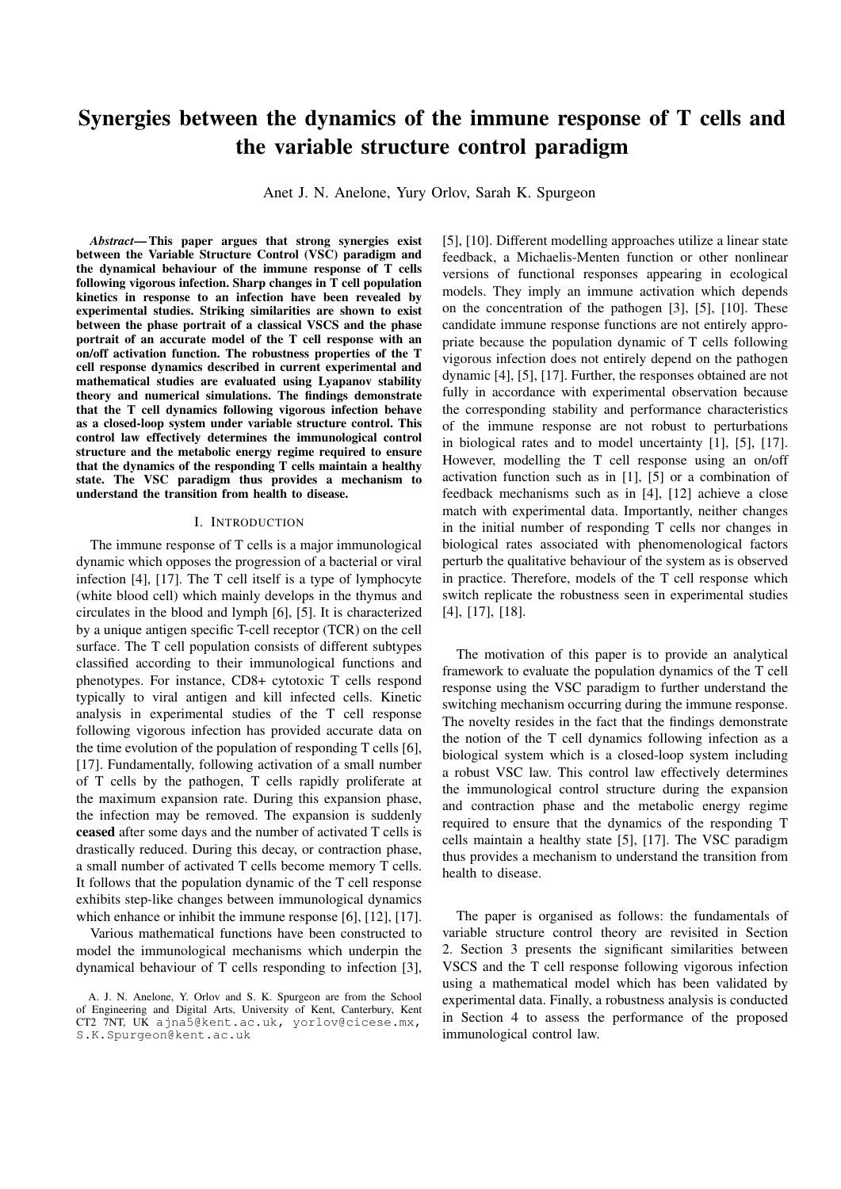# Synergies between the dynamics of the immune response of T cells and the variable structure control paradigm

Anet J. N. Anelone, Yury Orlov, Sarah K. Spurgeon

***Abstract*— This paper argues that strong synergies exist between the Variable Structure Control (VSC) paradigm and the dynamical behaviour of the immune response of T cells following vigorous infection. Sharp changes in T cell population kinetics in response to an infection have been revealed by experimental studies. Striking similarities are shown to exist between the phase portrait of a classical VSCS and the phase portrait of an accurate model of the T cell response with an on/off activation function. The robustness properties of the T cell response dynamics described in current experimental and mathematical studies are evaluated using Lyapanov stability theory and numerical simulations. The findings demonstrate that the T cell dynamics following vigorous infection behave as a closed-loop system under variable structure control. This control law effectively determines the immunological control structure and the metabolic energy regime required to ensure that the dynamics of the responding T cells maintain a healthy state. The VSC paradigm thus provides a mechanism to understand the transition from health to disease.**

## I. Introduction

The immune response of T cells is a major immunological dynamic which opposes the progression of a bacterial or viral infection [4], [17]. The T cell itself is a type of lymphocyte (white blood cell) which mainly develops in the thymus and circulates in the blood and lymph [6], [5]. It is characterized by a unique antigen specific T-cell receptor (TCR) on the cell surface. The T cell population consists of different subtypes classified according to their immunological functions and phenotypes. For instance, CD8+ cytotoxic T cells respond typically to viral antigen and kill infected cells. Kinetic analysis in experimental studies of the T cell response following vigorous infection has provided accurate data on the time evolution of the population of responding T cells [6], [17]. Fundamentally, following activation of a small number of T cells by the pathogen, T cells rapidly proliferate at the maximum expansion rate. During this expansion phase, the infection may be removed. The expansion is suddenly **ceased** after some days and the number of activated T cells is drastically reduced. During this decay, or contraction phase, a small number of activated T cells become memory T cells. It follows that the population dynamic of the T cell response exhibits step-like changes between immunological dynamics which enhance or inhibit the immune response [6], [12], [17].

Various mathematical functions have been constructed to model the immunological mechanisms which underpin the dynamical behaviour of T cells responding to infection [3], [5], [10]. Different modelling approaches utilize a linear state feedback, a Michaelis-Menten function or other nonlinear versions of functional responses appearing in ecological models. They imply an immune activation which depends on the concentration of the pathogen [3], [5], [10]. These candidate immune response functions are not entirely appropriate because the population dynamic of T cells following vigorous infection does not entirely depend on the pathogen dynamic [4], [5], [17]. Further, the responses obtained are not fully in accordance with experimental observation because the corresponding stability and performance characteristics of the immune response are not robust to perturbations in biological rates and to model uncertainty [1], [5], [17]. However, modelling the T cell response using an on/off activation function such as in [1], [5] or a combination of feedback mechanisms such as in [4], [12] achieve a close match with experimental data. Importantly, neither changes in the initial number of responding T cells nor changes in biological rates associated with phenomenological factors perturb the qualitative behaviour of the system as is observed in practice. Therefore, models of the T cell response which switch replicate the robustness seen in experimental studies [4], [17], [18].

The motivation of this paper is to provide an analytical framework to evaluate the population dynamics of the T cell response using the VSC paradigm to further understand the switching mechanism occurring during the immune response. The novelty resides in the fact that the findings demonstrate the notion of the T cell dynamics following infection as a biological system which is a closed-loop system including a robust VSC law. This control law effectively determines the immunological control structure during the expansion and contraction phase and the metabolic energy regime required to ensure that the dynamics of the responding T cells maintain a healthy state [5], [17]. The VSC paradigm thus provides a mechanism to understand the transition from health to disease.

The paper is organised as follows: the fundamentals of variable structure control theory are revisited in Section 2. Section 3 presents the significant similarities between VSCS and the T cell response following vigorous infection using a mathematical model which has been validated by experimental data. Finally, a robustness analysis is conducted in Section 4 to assess the performance of the proposed immunological control law.

A. J. N. Anelone, Y. Orlov and S. K. Spurgeon are from the School of Engineering and Digital Arts, University of Kent, Canterbury, Kent CT2 7NT, UK ajna5@kent.ac.uk, yorlov@cicese.mx, S.K.Spurgeon@kent.ac.uk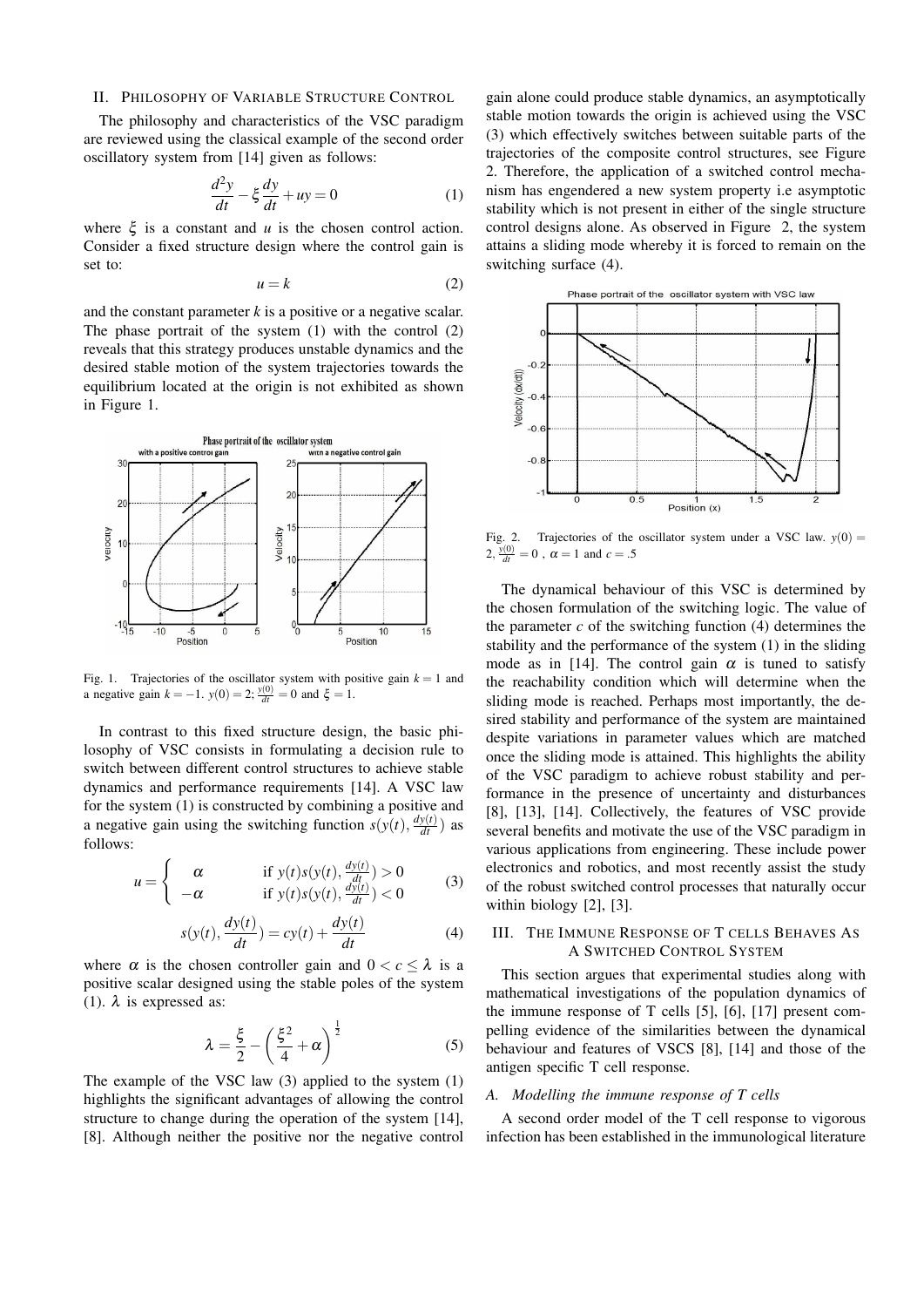## II. Philosophy of Variable Structure Control

The philosophy and characteristics of the VSC paradigm are reviewed using the classical example of the second order oscillatory system from [14] given as follows:

$$\frac{d^2y}{dt} - \xi\frac{dy}{dt} + uy = 0 \tag{1}$$

where $\xi$ is a constant and $u$ is the chosen control action. Consider a fixed structure design where the control gain is set to:

$$u = k \tag{2}$$

and the constant parameter $k$ is a positive or a negative scalar. The phase portrait of the system (1) with the control (2) reveals that this strategy produces unstable dynamics and the desired stable motion of the system trajectories towards the equilibrium located at the origin is not exhibited as shown in Figure 1.

Fig. 1. Trajectories of the oscillator system with positive gain $k = 1$ and a negative gain $k = -1$. $y(0) = 2$; $\frac{y(0)}{dt} = 0$ and $\xi = 1$.

In contrast to this fixed structure design, the basic philosophy of VSC consists in formulating a decision rule to switch between different control structures to achieve stable dynamics and performance requirements [14]. A VSC law for the system (1) is constructed by combining a positive and a negative gain using the switching function $s(y(t), \frac{dy(t)}{dt})$ as follows:

$$u = \begin{cases} \alpha & \text{if } y(t)s(y(t), \frac{dy(t)}{dt}) > 0 \\ -\alpha & \text{if } y(t)s(y(t), \frac{dy(t)}{dt}) < 0 \end{cases} \tag{3}$$

$$s(y(t), \frac{dy(t)}{dt}) = cy(t) + \frac{dy(t)}{dt} \tag{4}$$

where $\alpha$ is the chosen controller gain and $0 < c \leq \lambda$ is a positive scalar designed using the stable poles of the system (1). $\lambda$ is expressed as:

$$\lambda = \frac{\xi}{2} - \left(\frac{\xi^2}{4} + \alpha\right)^{\frac{1}{2}} \tag{5}$$

The example of the VSC law (3) applied to the system (1) highlights the significant advantages of allowing the control structure to change during the operation of the system [14], [8]. Although neither the positive nor the negative control gain alone could produce stable dynamics, an asymptotically stable motion towards the origin is achieved using the VSC (3) which effectively switches between suitable parts of the trajectories of the composite control structures, see Figure 2. Therefore, the application of a switched control mechanism has engendered a new system property i.e asymptotic stability which is not present in either of the single structure control designs alone. As observed in Figure 2, the system attains a sliding mode whereby it is forced to remain on the switching surface (4).

Fig. 2. Trajectories of the oscillator system under a VSC law. $y(0) = 2$, $\frac{y(0)}{dt} = 0$ , $\alpha = 1$ and $c = .5$

The dynamical behaviour of this VSC is determined by the chosen formulation of the switching logic. The value of the parameter $c$ of the switching function (4) determines the stability and the performance of the system (1) in the sliding mode as in [14]. The control gain $\alpha$ is tuned to satisfy the reachability condition which will determine when the sliding mode is reached. Perhaps most importantly, the desired stability and performance of the system are maintained despite variations in parameter values which are matched once the sliding mode is attained. This highlights the ability of the VSC paradigm to achieve robust stability and performance in the presence of uncertainty and disturbances [8], [13], [14]. Collectively, the features of VSC provide several benefits and motivate the use of the VSC paradigm in various applications from engineering. These include power electronics and robotics, and most recently assist the study of the robust switched control processes that naturally occur within biology [2], [3].

## III. The Immune Response of T cells Behaves As A Switched Control System

This section argues that experimental studies along with mathematical investigations of the population dynamics of the immune response of T cells [5], [6], [17] present compelling evidence of the similarities between the dynamical behaviour and features of VSCS [8], [14] and those of the antigen specific T cell response.

### A. Modelling the immune response of T cells

A second order model of the T cell response to vigorous infection has been established in the immunological literature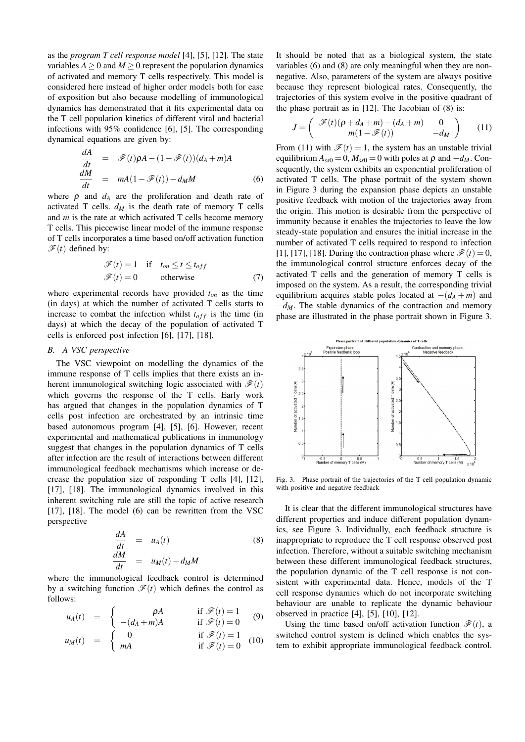as the *program T cell response model* [4], [5], [12]. The state variables $A \geq 0$ and $M \geq 0$ represent the population dynamics of activated and memory T cells respectively. This model is considered here instead of higher order models both for ease of exposition but also because modelling of immunological dynamics has demonstrated that it fits experimental data on the T cell population kinetics of different viral and bacterial infections with 95% confidence [6], [5]. The corresponding dynamical equations are given by:

$$
\begin{aligned}
\frac{dA}{dt} &= \mathscr{F}(t)\rho A - (1-\mathscr{F}(t))(d_A+m)A \\
\frac{dM}{dt} &= mA(1-\mathscr{F}(t)) - d_M M
\end{aligned}
\tag{6}
$$

where $\rho$ and $d_A$ are the proliferation and death rate of activated T cells. $d_M$ is the death rate of memory T cells and $m$ is the rate at which activated T cells become memory T cells. This piecewise linear model of the immune response of T cells incorporates a time based on/off activation function $\mathscr{F}(t)$ defined by:

$$
\begin{aligned}
&\mathscr{F}(t) = 1 \quad \text{if} \quad t_{on} \leq t \leq t_{off} \\
&\mathscr{F}(t) = 0 \qquad \text{otherwise}
\end{aligned}
\tag{7}
$$

where experimental records have provided $t_{on}$ as the time (in days) at which the number of activated T cells starts to increase to combat the infection whilst $t_{off}$ is the time (in days) at which the decay of the population of activated T cells is enforced post infection [6], [17], [18].

### B. A VSC perspective

The VSC viewpoint on modelling the dynamics of the immune response of T cells implies that there exists an inherent immunological switching logic associated with $\mathscr{F}(t)$ which governs the response of the T cells. Early work has argued that changes in the population dynamics of T cells post infection are orchestrated by an intrinsic time based autonomous program [4], [5], [6]. However, recent experimental and mathematical publications in immunology suggest that changes in the population dynamics of T cells after infection are the result of interactions between different immunological feedback mechanisms which increase or decrease the population size of responding T cells [4], [12], [17], [18]. The immunological dynamics involved in this inherent switching rule are still the topic of active research [17], [18]. The model (6) can be rewritten from the VSC perspective

$$
\begin{aligned}
\frac{dA}{dt} &= u_A(t) \\
\frac{dM}{dt} &= u_M(t) - d_M M
\end{aligned}
\tag{8}
$$

where the immunological feedback control is determined by a switching function $\mathscr{F}(t)$ which defines the control as follows:

$$
u_A(t) = \begin{cases} \rho A & \text{if } \mathscr{F}(t) = 1 \\ -(d_A+m)A & \text{if } \mathscr{F}(t) = 0 \end{cases} \tag{9}
$$

$$
u_M(t) = \begin{cases} 0 & \text{if } \mathscr{F}(t) = 1 \\ mA & \text{if } \mathscr{F}(t) = 0 \end{cases} \tag{10}
$$

It should be noted that as a biological system, the state variables (6) and (8) are only meaningful when they are non-negative. Also, parameters of the system are always positive because they represent biological rates. Consequently, the trajectories of this system evolve in the positive quadrant of the phase portrait as in [12]. The Jacobian of (8) is:

$$
J = \begin{pmatrix} \mathscr{F}(t)(\rho + d_A + m) - (d_A+m) & 0 \\ m(1-\mathscr{F}(t)) & -d_M \end{pmatrix} \tag{11}
$$

From (11) with $\mathscr{F}(t) = 1$, the system has an unstable trivial equilibrium $A_{ss0} = 0, M_{ss0} = 0$ with poles at $\rho$ and $-d_M$. Consequently, the system exhibits an exponential proliferation of activated T cells. The phase portrait of the system shown in Figure 3 during the expansion phase depicts an unstable positive feedback with motion of the trajectories away from the origin. This motion is desirable from the perspective of immunity because it enables the trajectories to leave the low steady-state population and ensures the initial increase in the number of activated T cells required to respond to infection [1], [17], [18]. During the contraction phase where $\mathscr{F}(t) = 0$, the immunological control structure enforces decay of the activated T cells and the generation of memory T cells is imposed on the system. As a result, the corresponding trivial equilibrium acquires stable poles located at $-(d_A+m)$ and $-d_M$. The stable dynamics of the contraction and memory phase are illustrated in the phase portrait shown in Figure 3.

Fig. 3. Phase portrait of the trajectories of the T cell population dynamic with positive and negative feedback

It is clear that the different immunological structures have different properties and induce different population dynamics, see Figure 3. Individually, each feedback structure is inappropriate to reproduce the T cell response observed post infection. Therefore, without a suitable switching mechanism between these different immunological feedback structures, the population dynamic of the T cell response is not consistent with experimental data. Hence, models of the T cell response dynamics which do not incorporate switching behaviour are unable to replicate the dynamic behaviour observed in practice [4], [5], [10], [12].

Using the time based on/off activation function $\mathscr{F}(t)$, a switched control system is defined which enables the system to exhibit appropriate immunological feedback control.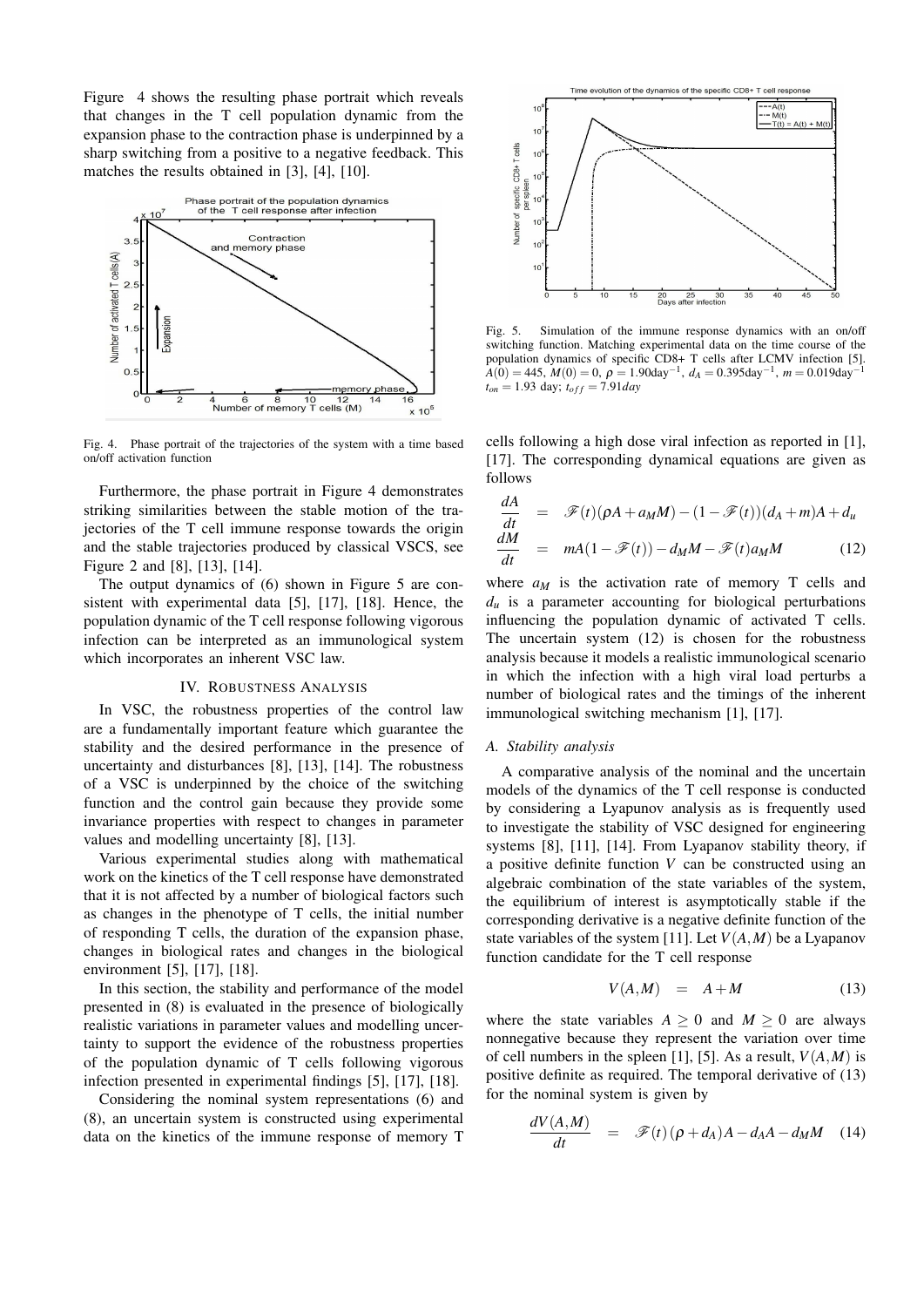Figure 4 shows the resulting phase portrait which reveals that changes in the T cell population dynamic from the expansion phase to the contraction phase is underpinned by a sharp switching from a positive to a negative feedback. This matches the results obtained in [3], [4], [10].

Fig. 4. Phase portrait of the trajectories of the system with a time based on/off activation function

Furthermore, the phase portrait in Figure 4 demonstrates striking similarities between the stable motion of the trajectories of the T cell immune response towards the origin and the stable trajectories produced by classical VSCS, see Figure 2 and [8], [13], [14].

The output dynamics of (6) shown in Figure 5 are consistent with experimental data [5], [17], [18]. Hence, the population dynamic of the T cell response following vigorous infection can be interpreted as an immunological system which incorporates an inherent VSC law.

## IV. Robustness Analysis

In VSC, the robustness properties of the control law are a fundamentally important feature which guarantee the stability and the desired performance in the presence of uncertainty and disturbances [8], [13], [14]. The robustness of a VSC is underpinned by the choice of the switching function and the control gain because they provide some invariance properties with respect to changes in parameter values and modelling uncertainty [8], [13].

Various experimental studies along with mathematical work on the kinetics of the T cell response have demonstrated that it is not affected by a number of biological factors such as changes in the phenotype of T cells, the initial number of responding T cells, the duration of the expansion phase, changes in biological rates and changes in the biological environment [5], [17], [18].

In this section, the stability and performance of the model presented in (8) is evaluated in the presence of biologically realistic variations in parameter values and modelling uncertainty to support the evidence of the robustness properties of the population dynamic of T cells following vigorous infection presented in experimental findings [5], [17], [18].

Considering the nominal system representations (6) and (8), an uncertain system is constructed using experimental data on the kinetics of the immune response of memory T

Fig. 5. Simulation of the immune response dynamics with an on/off switching function. Matching experimental data on the time course of the population dynamics of specific CD8+ T cells after LCMV infection [5]. $A(0) = 445$, $M(0) = 0$, $\rho = 1.90\text{day}^{-1}$, $d_A = 0.395\text{day}^{-1}$, $m = 0.019\text{day}^{-1}$ $t_{on} = 1.93$ day; $t_{off} = 7.91 day$

cells following a high dose viral infection as reported in [1], [17]. The corresponding dynamical equations are given as follows

$$
\begin{aligned}
\frac{dA}{dt} &= \mathscr{F}(t)(\rho A + a_M M) - (1-\mathscr{F}(t))(d_A + m)A + d_u \\
\frac{dM}{dt} &= mA(1-\mathscr{F}(t)) - d_M M - \mathscr{F}(t) a_M M \qquad (12)
\end{aligned}
$$

where $a_M$ is the activation rate of memory T cells and $d_u$ is a parameter accounting for biological perturbations influencing the population dynamic of activated T cells. The uncertain system (12) is chosen for the robustness analysis because it models a realistic immunological scenario in which the infection with a high viral load perturbs a number of biological rates and the timings of the inherent immunological switching mechanism [1], [17].

### A. Stability analysis

A comparative analysis of the nominal and the uncertain models of the dynamics of the T cell response is conducted by considering a Lyapunov analysis as is frequently used to investigate the stability of VSC designed for engineering systems [8], [11], [14]. From Lyapanov stability theory, if a positive definite function $V$ can be constructed using an algebraic combination of the state variables of the system, the equilibrium of interest is asymptotically stable if the corresponding derivative is a negative definite function of the state variables of the system [11]. Let $V(A,M)$ be a Lyapunov function candidate for the T cell response

$$
V(A,M) = A + M \qquad (13)
$$

where the state variables $A \geq 0$ and $M \geq 0$ are always nonnegative because they represent the variation over time of cell numbers in the spleen [1], [5]. As a result, $V(A,M)$ is positive definite as required. The temporal derivative of (13) for the nominal system is given by

$$
\frac{dV(A,M)}{dt} = \mathscr{F}(t)(\rho + d_A)A - d_A A - d_M M \qquad (14)
$$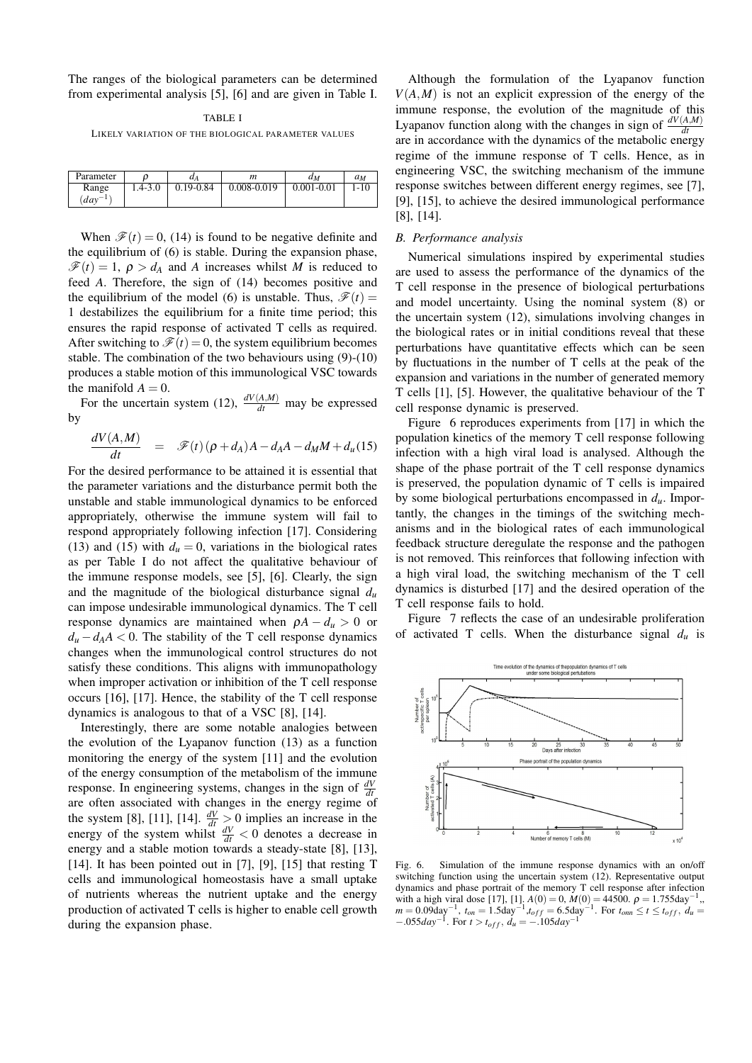The ranges of the biological parameters can be determined from experimental analysis [5], [6] and are given in Table I.

TABLE I
LIKELY VARIATION OF THE BIOLOGICAL PARAMETER VALUES

| Parameter | $\rho$ | $d_A$ | $m$ | $d_M$ | $a_M$ |
|---|---|---|---|---|---|
| Range ($day^{-1}$) | 1.4-3.0 | 0.19-0.84 | 0.008-0.019 | 0.001-0.01 | 1-10 |

When $\mathscr{F}(t) = 0$, (14) is found to be negative definite and the equilibrium of (6) is stable. During the expansion phase, $\mathscr{F}(t) = 1$, $\rho > d_A$ and $A$ increases whilst $M$ is reduced to feed $A$. Therefore, the sign of (14) becomes positive and the equilibrium of the model (6) is unstable. Thus, $\mathscr{F}(t) = 1$ destabilizes the equilibrium for a finite time period; this ensures the rapid response of activated T cells as required. After switching to $\mathscr{F}(t) = 0$, the system equilibrium becomes stable. The combination of the two behaviours using (9)-(10) produces a stable motion of this immunological VSC towards the manifold $A = 0$.

For the uncertain system (12), $\frac{dV(A,M)}{dt}$ may be expressed by

$$\frac{dV(A,M)}{dt} = \mathscr{F}(t)(\rho + d_A)A - d_A A - d_M M + d_u \quad (15)$$

For the desired performance to be attained it is essential that the parameter variations and the disturbance permit both the unstable and stable immunological dynamics to be enforced appropriately, otherwise the immune system will fail to respond appropriately following infection [17]. Considering (13) and (15) with $d_u = 0$, variations in the biological rates as per Table I do not affect the qualitative behaviour of the immune response models, see [5], [6]. Clearly, the sign and the magnitude of the biological disturbance signal $d_u$ can impose undesirable immunological dynamics. The T cell response dynamics are maintained when $\rho A - d_u > 0$ or $d_u - d_A A < 0$. The stability of the T cell response dynamics changes when the immunological control structures do not satisfy these conditions. This aligns with immunopathology when improper activation or inhibition of the T cell response occurs [16], [17]. Hence, the stability of the T cell response dynamics is analogous to that of a VSC [8], [14].

Interestingly, there are some notable analogies between the evolution of the Lyapanov function (13) as a function monitoring the energy of the system [11] and the evolution of the energy consumption of the metabolism of the immune response. In engineering systems, changes in the sign of $\frac{dV}{dt}$ are often associated with changes in the energy regime of the system [8], [11], [14]. $\frac{dV}{dt} > 0$ implies an increase in the energy of the system whilst $\frac{dV}{dt} < 0$ denotes a decrease in energy and a stable motion towards a steady-state [8], [13], [14]. It has been pointed out in [7], [9], [15] that resting T cells and immunological homeostasis have a small uptake of nutrients whereas the nutrient uptake and the energy production of activated T cells is higher to enable cell growth during the expansion phase.

Although the formulation of the Lyapanov function $V(A,M)$ is not an explicit expression of the energy of the immune response, the evolution of the magnitude of this Lyapanov function along with the changes in sign of $\frac{dV(A,M)}{dt}$ are in accordance with the dynamics of the metabolic energy regime of the immune response of T cells. Hence, as in engineering VSC, the switching mechanism of the immune response switches between different energy regimes, see [7], [9], [15], to achieve the desired immunological performance [8], [14].

## B. Performance analysis

Numerical simulations inspired by experimental studies are used to assess the performance of the dynamics of the T cell response in the presence of biological perturbations and model uncertainty. Using the nominal system (8) or the uncertain system (12), simulations involving changes in the biological rates or in initial conditions reveal that these perturbations have quantitative effects which can be seen by fluctuations in the number of T cells at the peak of the expansion and variations in the number of generated memory T cells [1], [5]. However, the qualitative behaviour of the T cell response dynamic is preserved.

Figure 6 reproduces experiments from [17] in which the population kinetics of the memory T cell response following infection with a high viral load is analysed. Although the shape of the phase portrait of the T cell response dynamics is preserved, the population dynamic of T cells is impaired by some biological perturbations encompassed in $d_u$. Importantly, the changes in the timings of the switching mechanisms and in the biological rates of each immunological feedback structure deregulate the response and the pathogen is not removed. This reinforces that following infection with a high viral load, the switching mechanism of the T cell dynamics is disturbed [17] and the desired operation of the T cell response fails to hold.

Figure 7 reflects the case of an undesirable proliferation of activated T cells. When the disturbance signal $d_u$ is

Fig. 6. Simulation of the immune response dynamics with an on/off switching function using the uncertain system (12). Representative output dynamics and phase portrait of the memory T cell response after infection with a high viral dose [17], [1]. $A(0) = 0$, $M(0) = 44500$. $\rho = 1.755\text{day}^{-1}$,, $m = 0.09\text{day}^{-1}$, $t_{on} = 1.5\text{day}^{-1}$, $t_{off} = 6.5\text{day}^{-1}$. For $t_{onn} \le t \le t_{off}$, $d_u = -.055day^{-1}$. For $t > t_{off}$, $d_u = -.105day^{-1}$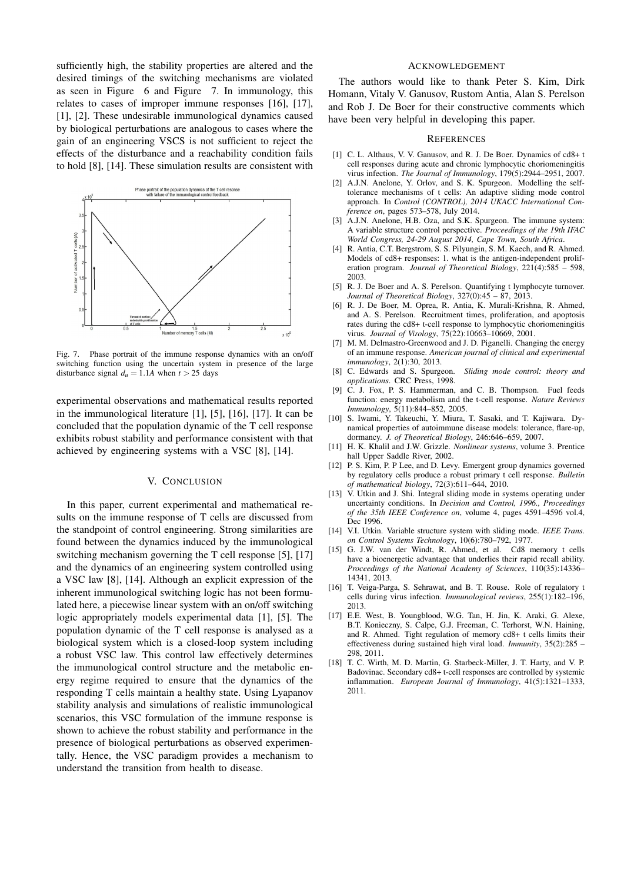sufficiently high, the stability properties are altered and the desired timings of the switching mechanisms are violated as seen in Figure 6 and Figure 7. In immunology, this relates to cases of improper immune responses [16], [17], [1], [2]. These undesirable immunological dynamics caused by biological perturbations are analogous to cases where the gain of an engineering VSCS is not sufficient to reject the effects of the disturbance and a reachability condition fails to hold [8], [14]. These simulation results are consistent with

Phase portrait of the population dynamics of the T cell resonse with failure of the immunological control feedback

Number of activated T cells (A)

Number of memory T cells (M)

Unwanted and undesirable proliferation of T cells

Fig. 7. Phase portrait of the immune response dynamics with an on/off switching function using the uncertain system in presence of the large disturbance signal $d_u = 1.1A$ when $t > 25$ days

experimental observations and mathematical results reported in the immunological literature [1], [5], [16], [17]. It can be concluded that the population dynamic of the T cell response exhibits robust stability and performance consistent with that achieved by engineering systems with a VSC [8], [14].

## V. Conclusion

In this paper, current experimental and mathematical results on the immune response of T cells are discussed from the standpoint of control engineering. Strong similarities are found between the dynamics induced by the immunological switching mechanism governing the T cell response [5], [17] and the dynamics of an engineering system controlled using a VSC law [8], [14]. Although an explicit expression of the inherent immunological switching logic has not been formulated here, a piecewise linear system with an on/off switching logic appropriately models experimental data [1], [5]. The population dynamic of the T cell response is analysed as a biological system which is a closed-loop system including a robust VSC law. This control law effectively determines the immunological control structure and the metabolic energy regime required to ensure that the dynamics of the responding T cells maintain a healthy state. Using Lyapanov stability analysis and simulations of realistic immunological scenarios, this VSC formulation of the immune response is shown to achieve the robust stability and performance in the presence of biological perturbations as observed experimentally. Hence, the VSC paradigm provides a mechanism to understand the transition from health to disease.

## Acknowledgement

The authors would like to thank Peter S. Kim, Dirk Homann, Vitaly V. Ganusov, Rustom Antia, Alan S. Perelson and Rob J. De Boer for their constructive comments which have been very helpful in developing this paper.

## References

[1] C. L. Althaus, V. V. Ganusov, and R. J. De Boer. Dynamics of cd8+ t cell responses during acute and chronic lymphocytic choriomeningitis virus infection. *The Journal of Immunology*, 179(5):2944–2951, 2007.

[2] A.J.N. Anelone, Y. Orlov, and S. K. Spurgeon. Modelling the self-tolerance mechanisms of t cells: An adaptive sliding mode control approach. In *Control (CONTROL), 2014 UKACC International Conference on*, pages 573–578, July 2014.

[3] A.J.N. Anelone, H.B. Oza, and S.K. Spurgeon. The immune system: A variable structure control perspective. *Proceedings of the 19th IFAC World Congress, 24-29 August 2014, Cape Town, South Africa*.

[4] R. Antia, C.T. Bergstrom, S. S. Pilyungin, S. M. Kaech, and R. Ahmed. Models of cd8+ responses: 1. what is the antigen-independent proliferation program. *Journal of Theoretical Biology*, 221(4):585 – 598, 2003.

[5] R. J. De Boer and A. S. Perelson. Quantifying t lymphocyte turnover. *Journal of Theoretical Biology*, 327(0):45 – 87, 2013.

[6] R. J. De Boer, M. Oprea, R. Antia, K. Murali-Krishna, R. Ahmed, and A. S. Perelson. Recruitment times, proliferation, and apoptosis rates during the cd8+ t-cell response to lymphocytic choriomeningitis virus. *Journal of Virology*, 75(22):10663–10669, 2001.

[7] M. M. Delmastro-Greenwood and J. D. Piganelli. Changing the energy of an immune response. *American journal of clinical and experimental immunology*, 2(1):30, 2013.

[8] C. Edwards and S. Spurgeon. *Sliding mode control: theory and applications*. CRC Press, 1998.

[9] C. J. Fox, P. S. Hammerman, and C. B. Thompson. Fuel feeds function: energy metabolism and the t-cell response. *Nature Reviews Immunology*, 5(11):844–852, 2005.

[10] S. Iwami, Y. Takeuchi, Y. Miura, T. Sasaki, and T. Kajiwara. Dynamical properties of autoimmune disease models: tolerance, flare-up, dormancy. *J. of Theoretical Biology*, 246:646–659, 2007.

[11] H. K. Khalil and J.W. Grizzle. *Nonlinear systems*, volume 3. Prentice hall Upper Saddle River, 2002.

[12] P. S. Kim, P. P Lee, and D. Levy. Emergent group dynamics governed by regulatory cells produce a robust primary t cell response. *Bulletin of mathematical biology*, 72(3):611–644, 2010.

[13] V. Utkin and J. Shi. Integral sliding mode in systems operating under uncertainty conditions. In *Decision and Control, 1996., Proceedings of the 35th IEEE Conference on*, volume 4, pages 4591–4596 vol.4, Dec 1996.

[14] V.I. Utkin. Variable structure system with sliding mode. *IEEE Trans. on Control Systems Technology*, 10(6):780–792, 1977.

[15] G. J.W. van der Windt, R. Ahmed, et al. Cd8 memory t cells have a bioenergetic advantage that underlies their rapid recall ability. *Proceedings of the National Academy of Sciences*, 110(35):14336–14341, 2013.

[16] T. Veiga-Parga, S. Sehrawat, and B. T. Rouse. Role of regulatory t cells during virus infection. *Immunological reviews*, 255(1):182–196, 2013.

[17] E.E. West, B. Youngblood, W.G. Tan, H. Jin, K. Araki, G. Alexe, B.T. Konieczny, S. Calpe, G.J. Freeman, C. Terhorst, W.N. Haining, and R. Ahmed. Tight regulation of memory cd8+ t cells limits their effectiveness during sustained high viral load. *Immunity*, 35(2):285 – 298, 2011.

[18] T. C. Wirth, M. D. Martin, G. Starbeck-Miller, J. T. Harty, and V. P. Badovinac. Secondary cd8+ t-cell responses are controlled by systemic inflammation. *European Journal of Immunology*, 41(5):1321–1333, 2011.